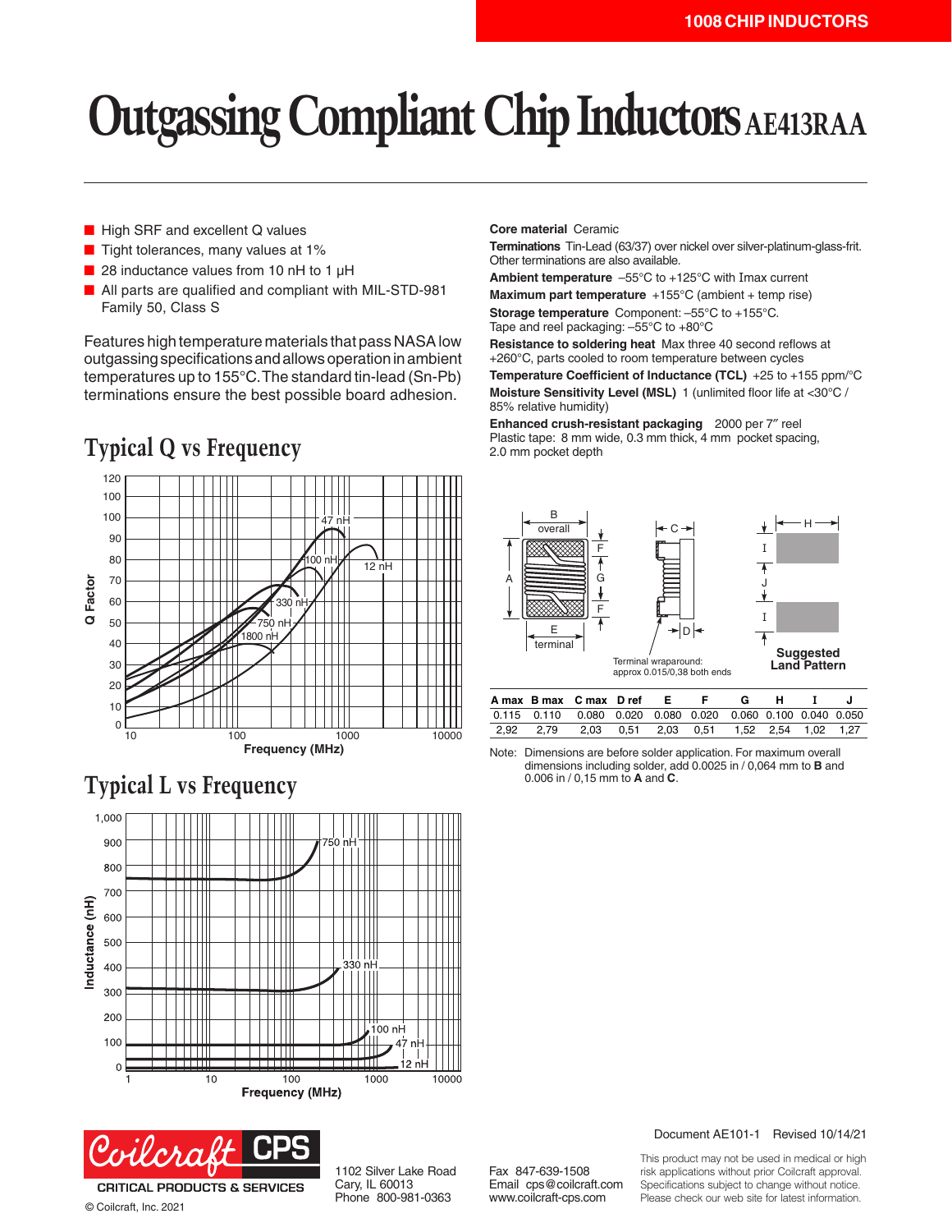# Outgassing Compliant Chip Inductors AE413RAA

- High SRF and excellent Q values
- Tight tolerances, many values at 1%
- 28 inductance values from 10 nH to 1 µH
- All parts are qualified and compliant with MIL-STD-981 Family 50, Class S

Features high temperature materials that pass NASA low outgassing specifications and allows operation in ambient temperatures up to 155°C. The standard tin-lead (Sn-Pb) terminations ensure the best possible board adhesion.

## Typical Q vs Frequency

## Typical L vs Frequency

**Core material** Ceramic

**Terminations** Tin-Lead (63/37) over nickel over silver-platinum-glass-frit. Other terminations are also available.

**Ambient temperature** –55°C to +125°C with Imax current

**Maximum part temperature** +155°C (ambient + temp rise)

**Storage temperature** Component: –55°C to +155°C. Tape and reel packaging: –55°C to +80°C

**Resistance to soldering heat** Max three 40 second reflows at +260°C, parts cooled to room temperature between cycles

**Temperature Coefficient of Inductance (TCL)** +25 to +155 ppm/°C

**Moisture Sensitivity Level (MSL)** 1 (unlimited floor life at <30°C / 85% relative humidity)

**Enhanced crush-resistant packaging** 2000 per 7″ reel Plastic tape: 8 mm wide, 0.3 mm thick, 4 mm pocket spacing, 2.0 mm pocket depth

Terminal wraparound: approx 0.015/0,38 both ends

Suggested Land Pattern

| A max | B max | C max | D ref | E | F | G | H | I | J |
|---|---|---|---|---|---|---|---|---|---|
| 0.115 | 0.110 | 0.080 | 0.020 | 0.080 | 0.020 | 0.060 | 0.100 | 0.040 | 0.050 |
| 2,92 | 2,79 | 2,03 | 0,51 | 2,03 | 0,51 | 1,52 | 2,54 | 1,02 | 1,27 |

Note: Dimensions are before solder application. For maximum overall dimensions including solder, add 0.0025 in / 0,064 mm to **B** and 0.006 in / 0,15 mm to **A** and **C**.

Document AE101-1 Revised 10/14/21

CRITICAL PRODUCTS & SERVICES

© Coilcraft, Inc. 2021

1102 Silver Lake Road
Cary, IL 60013
Phone 800-981-0363

Fax 847-639-1508
Email cps@coilcraft.com
www.coilcraft-cps.com

This product may not be used in medical or high risk applications without prior Coilcraft approval. Specifications subject to change without notice. Please check our web site for latest information.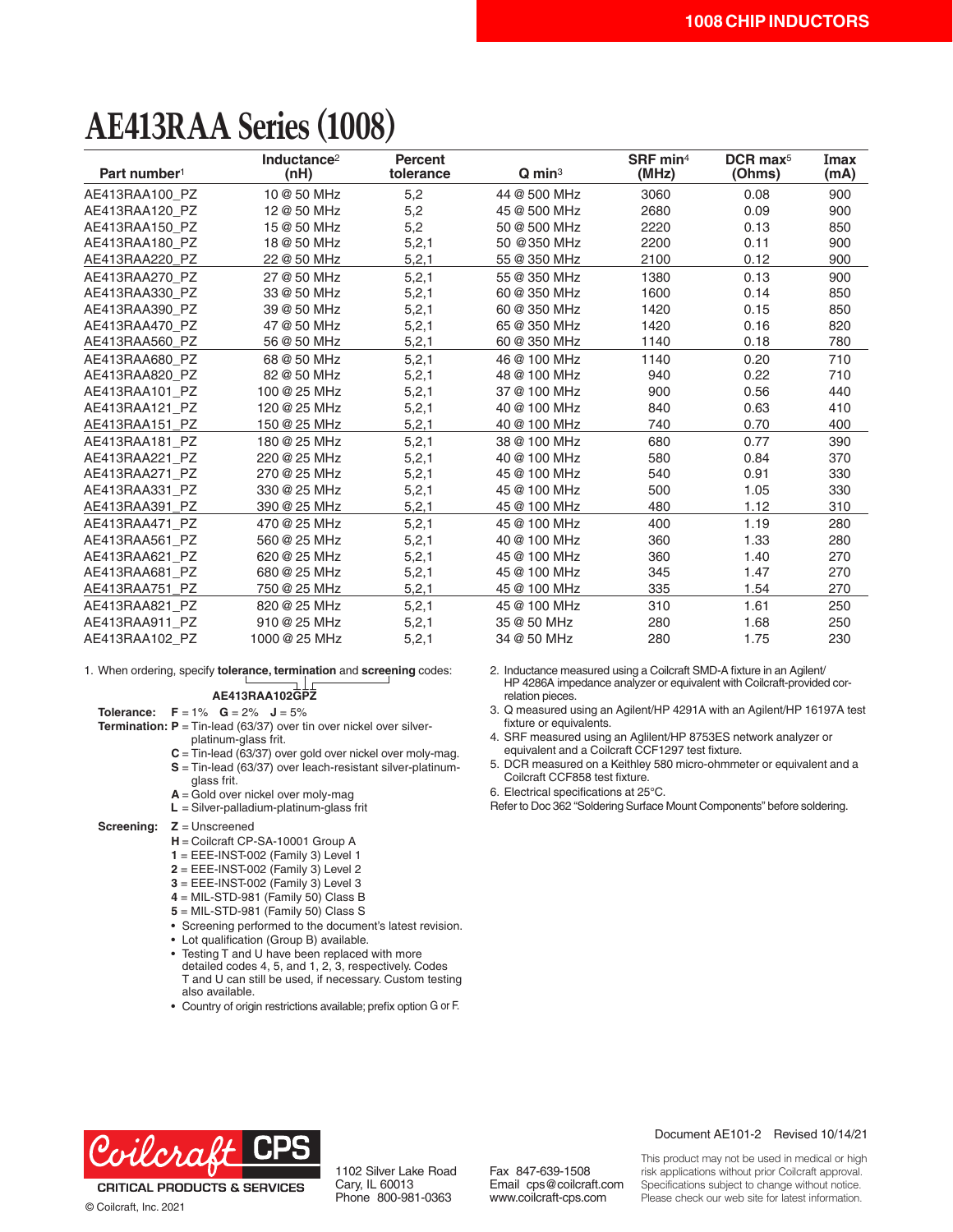# AE413RAA Series (1008)

| Part number[1] | Inductance[2] (nH) | Percent tolerance | Q min[3] | SRF min[4] (MHz) | DCR max[5] (Ohms) | Imax (mA) |
|---|---|---|---|---|---|---|
| AE413RAA100_PZ | 10 @ 50 MHz | 5,2 | 44 @ 500 MHz | 3060 | 0.08 | 900 |
| AE413RAA120_PZ | 12 @ 50 MHz | 5,2 | 45 @ 500 MHz | 2680 | 0.09 | 900 |
| AE413RAA150_PZ | 15 @ 50 MHz | 5,2 | 50 @ 500 MHz | 2220 | 0.13 | 850 |
| AE413RAA180_PZ | 18 @ 50 MHz | 5,2,1 | 50 @350 MHz | 2200 | 0.11 | 900 |
| AE413RAA220_PZ | 22 @ 50 MHz | 5,2,1 | 55 @ 350 MHz | 2100 | 0.12 | 900 |
| AE413RAA270_PZ | 27 @ 50 MHz | 5,2,1 | 55 @ 350 MHz | 1380 | 0.13 | 900 |
| AE413RAA330_PZ | 33 @ 50 MHz | 5,2,1 | 60 @ 350 MHz | 1600 | 0.14 | 850 |
| AE413RAA390_PZ | 39 @ 50 MHz | 5,2,1 | 60 @ 350 MHz | 1420 | 0.15 | 850 |
| AE413RAA470_PZ | 47 @ 50 MHz | 5,2,1 | 65 @ 350 MHz | 1420 | 0.16 | 820 |
| AE413RAA560_PZ | 56 @ 50 MHz | 5,2,1 | 60 @ 350 MHz | 1140 | 0.18 | 780 |
| AE413RAA680_PZ | 68 @ 50 MHz | 5,2,1 | 46 @ 100 MHz | 1140 | 0.20 | 710 |
| AE413RAA820_PZ | 82 @ 50 MHz | 5,2,1 | 48 @ 100 MHz | 940 | 0.22 | 710 |
| AE413RAA101_PZ | 100 @ 25 MHz | 5,2,1 | 37 @ 100 MHz | 900 | 0.56 | 440 |
| AE413RAA121_PZ | 120 @ 25 MHz | 5,2,1 | 40 @ 100 MHz | 840 | 0.63 | 410 |
| AE413RAA151_PZ | 150 @ 25 MHz | 5,2,1 | 40 @ 100 MHz | 740 | 0.70 | 400 |
| AE413RAA181_PZ | 180 @ 25 MHz | 5,2,1 | 38 @ 100 MHz | 680 | 0.77 | 390 |
| AE413RAA221_PZ | 220 @ 25 MHz | 5,2,1 | 40 @ 100 MHz | 580 | 0.84 | 370 |
| AE413RAA271_PZ | 270 @ 25 MHz | 5,2,1 | 45 @ 100 MHz | 540 | 0.91 | 330 |
| AE413RAA331_PZ | 330 @ 25 MHz | 5,2,1 | 45 @ 100 MHz | 500 | 1.05 | 330 |
| AE413RAA391_PZ | 390 @ 25 MHz | 5,2,1 | 45 @ 100 MHz | 480 | 1.12 | 310 |
| AE413RAA471_PZ | 470 @ 25 MHz | 5,2,1 | 45 @ 100 MHz | 400 | 1.19 | 280 |
| AE413RAA561_PZ | 560 @ 25 MHz | 5,2,1 | 40 @ 100 MHz | 360 | 1.33 | 280 |
| AE413RAA621_PZ | 620 @ 25 MHz | 5,2,1 | 45 @ 100 MHz | 360 | 1.40 | 270 |
| AE413RAA681_PZ | 680 @ 25 MHz | 5,2,1 | 45 @ 100 MHz | 345 | 1.47 | 270 |
| AE413RAA751_PZ | 750 @ 25 MHz | 5,2,1 | 45 @ 100 MHz | 335 | 1.54 | 270 |
| AE413RAA821_PZ | 820 @ 25 MHz | 5,2,1 | 45 @ 100 MHz | 310 | 1.61 | 250 |
| AE413RAA911_PZ | 910 @ 25 MHz | 5,2,1 | 35 @ 50 MHz | 280 | 1.68 | 250 |
| AE413RAA102_PZ | 1000 @ 25 MHz | 5,2,1 | 34 @ 50 MHz | 280 | 1.75 | 230 |

1. When ordering, specify **tolerance, termination** and **screening** codes:

   **AE413RAA102GPZ**

   **Tolerance:** **F** = 1% **G** = 2% **J** = 5%

   **Termination:**
   - **P** = Tin-lead (63/37) over tin over nickel over silver-platinum-glass frit.
   - **C** = Tin-lead (63/37) over gold over nickel over moly-mag.
   - **S** = Tin-lead (63/37) over leach-resistant silver-platinum-glass frit.
   - **A** = Gold over nickel over moly-mag
   - **L** = Silver-palladium-platinum-glass frit

   **Screening:**
   - **Z** = Unscreened
   - **H** = Coilcraft CP-SA-10001 Group A
   - **1** = EEE-INST-002 (Family 3) Level 1
   - **2** = EEE-INST-002 (Family 3) Level 2
   - **3** = EEE-INST-002 (Family 3) Level 3
   - **4** = MIL-STD-981 (Family 50) Class B
   - **5** = MIL-STD-981 (Family 50) Class S

   - Screening performed to the document's latest revision.
   - Lot qualification (Group B) available.
   - Testing T and U have been replaced with more detailed codes 4, 5, and 1, 2, 3, respectively. Codes T and U can still be used, if necessary. Custom testing also available.
   - Country of origin restrictions available; prefix option G or F.

2. Inductance measured using a Coilcraft SMD-A fixture in an Agilent/HP 4286A impedance analyzer or equivalent with Coilcraft-provided correlation pieces.
3. Q measured using an Agilent/HP 4291A with an Agilent/HP 16197A test fixture or equivalents.
4. SRF measured using an Agllent/HP 8753ES network analyzer or equivalent and a Coilcraft CCF1297 test fixture.
5. DCR measured on a Keithley 580 micro-ohmmeter or equivalent and a Coilcraft CCF858 test fixture.
6. Electrical specifications at 25°C.

Refer to Doc 362 "Soldering Surface Mount Components" before soldering.

Document AE101-2 Revised 10/14/21

Coilcraft CPS
CRITICAL PRODUCTS & SERVICES

© Coilcraft, Inc. 2021

1102 Silver Lake Road
Cary, IL 60013
Phone 800-981-0363

Fax 847-639-1508
Email cps@coilcraft.com
www.coilcraft-cps.com

This product may not be used in medical or high risk applications without prior Coilcraft approval. Specifications subject to change without notice. Please check our web site for latest information.